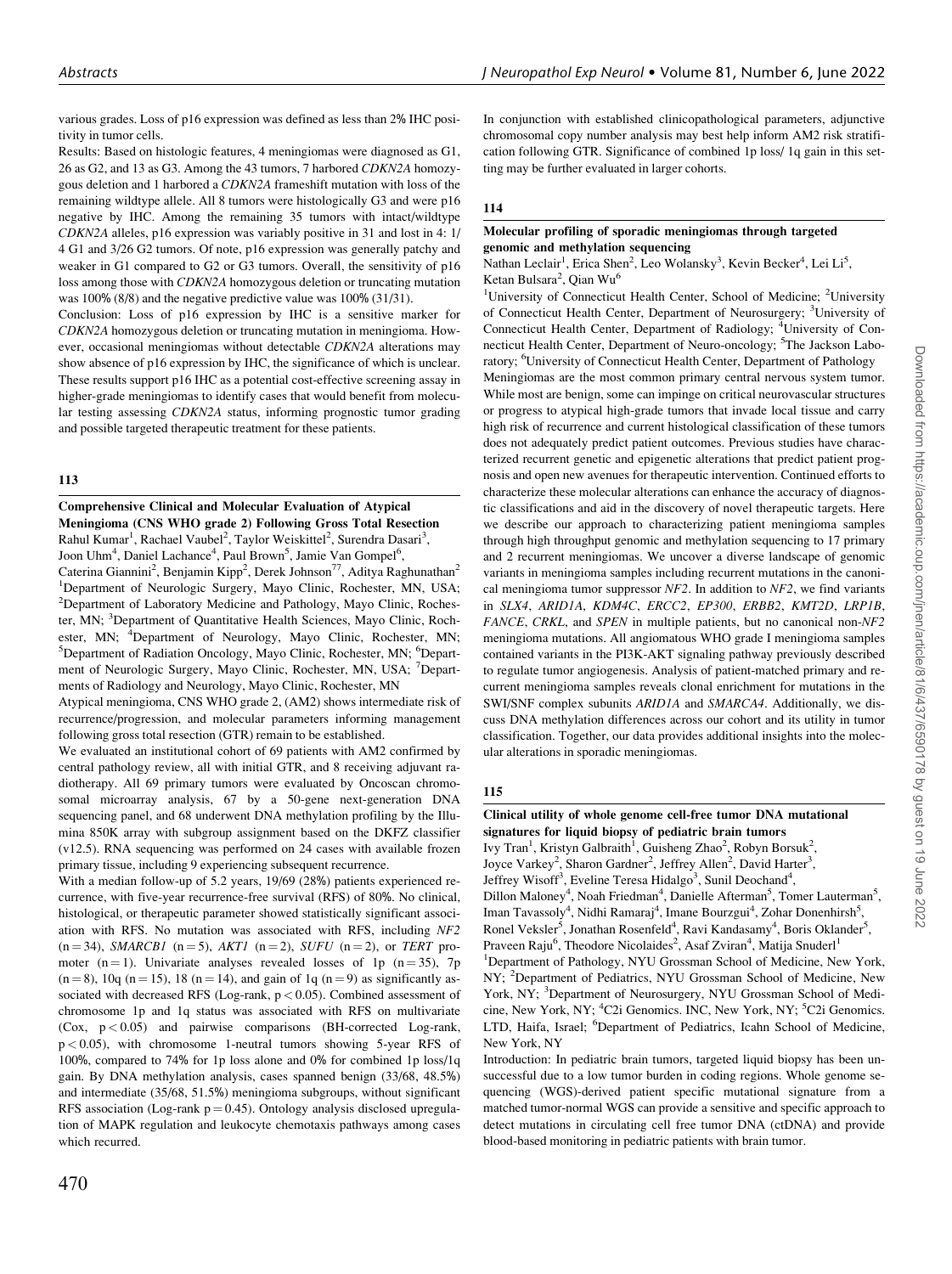various grades. Loss of p16 expression was defined as less than 2% IHC positivity in tumor cells.

Results: Based on histologic features, 4 meningiomas were diagnosed as G1, 26 as G2, and 13 as G3. Among the 43 tumors, 7 harbored *CDKN2A* homozygous deletion and 1 harbored a *CDKN2A* frameshift mutation with loss of the remaining wildtype allele. All 8 tumors were histologically G3 and were p16 negative by IHC. Among the remaining 35 tumors with intact/wildtype *CDKN2A* alleles, p16 expression was variably positive in 31 and lost in 4: 1/4 G1 and 3/26 G2 tumors. Of note, p16 expression was generally patchy and weaker in G1 compared to G2 or G3 tumors. Overall, the sensitivity of p16 loss among those with *CDKN2A* homozygous deletion or truncating mutation was 100% (8/8) and the negative predictive value was 100% (31/31).

Conclusion: Loss of p16 expression by IHC is a sensitive marker for *CDKN2A* homozygous deletion or truncating mutation in meningioma. However, occasional meningiomas without detectable *CDKN2A* alterations may show absence of p16 expression by IHC, the significance of which is unclear. These results support p16 IHC as a potential cost-effective screening assay in higher-grade meningiomas to identify cases that would benefit from molecular testing assessing *CDKN2A* status, informing prognostic tumor grading and possible targeted therapeutic treatment for these patients.

## 113

### Comprehensive Clinical and Molecular Evaluation of Atypical Meningioma (CNS WHO grade 2) Following Gross Total Resection

Rahul Kumar[1], Rachael Vaubel[2], Taylor Weiskittel[2], Surendra Dasari[3], Joon Uhm[4], Daniel Lachance[4], Paul Brown[5], Jamie Van Gompel[6], Caterina Giannini[2], Benjamin Kipp[2], Derek Johnson[77], Aditya Raghunathan[2]

[1]Department of Neurologic Surgery, Mayo Clinic, Rochester, MN, USA; [2]Department of Laboratory Medicine and Pathology, Mayo Clinic, Rochester, MN; [3]Department of Quantitative Health Sciences, Mayo Clinic, Rochester, MN; [4]Department of Neurology, Mayo Clinic, Rochester, MN; [5]Department of Radiation Oncology, Mayo Clinic, Rochester, MN; [6]Department of Neurologic Surgery, Mayo Clinic, Rochester, MN, USA; [7]Departments of Radiology and Neurology, Mayo Clinic, Rochester, MN

Atypical meningioma, CNS WHO grade 2, (AM2) shows intermediate risk of recurrence/progression, and molecular parameters informing management following gross total resection (GTR) remain to be established.

We evaluated an institutional cohort of 69 patients with AM2 confirmed by central pathology review, all with initial GTR, and 8 receiving adjuvant radiotherapy. All 69 primary tumors were evaluated by Oncoscan chromosomal microarray analysis, 67 by a 50-gene next-generation DNA sequencing panel, and 68 underwent DNA methylation profiling by the Illumina 850K array with subgroup assignment based on the DKFZ classifier (v12.5). RNA sequencing was performed on 24 cases with available frozen primary tissue, including 9 experiencing subsequent recurrence.

With a median follow-up of 5.2 years, 19/69 (28%) patients experienced recurrence, with five-year recurrence-free survival (RFS) of 80%. No clinical, histological, or therapeutic parameter showed statistically significant association with RFS. No mutation was associated with RFS, including *NF2* ($n = 34$), *SMARCB1* ($n = 5$), *AKT1* ($n = 2$), *SUFU* ($n = 2$), or *TERT* promoter ($n = 1$). Univariate analyses revealed losses of 1p ($n = 35$), 7p ($n = 8$), 10q ($n = 15$), 18 ($n = 14$), and gain of 1q ($n = 9$) as significantly associated with decreased RFS (Log-rank, $p < 0.05$). Combined assessment of chromosome 1p and 1q status was associated with RFS on multivariate (Cox, $p < 0.05$) and pairwise comparisons (BH-corrected Log-rank, $p < 0.05$), with chromosome 1-neutral tumors showing 5-year RFS of 100%, compared to 74% for 1p loss alone and 0% for combined 1p loss/1q gain. By DNA methylation analysis, cases spanned benign (33/68, 48.5%) and intermediate (35/68, 51.5%) meningioma subgroups, without significant RFS association (Log-rank $p = 0.45$). Ontology analysis disclosed upregulation of MAPK regulation and leukocyte chemotaxis pathways among cases which recurred.

In conjunction with established clinicopathological parameters, adjunctive chromosomal copy number analysis may best help inform AM2 risk stratification following GTR. Significance of combined 1p loss/ 1q gain in this setting may be further evaluated in larger cohorts.

## 114

### Molecular profiling of sporadic meningiomas through targeted genomic and methylation sequencing

Nathan Leclair[1], Erica Shen[2], Leo Wolansky[3], Kevin Becker[4], Lei Li[5], Ketan Bulsara[2], Qian Wu[6]

[1]University of Connecticut Health Center, School of Medicine; [2]University of Connecticut Health Center, Department of Neurosurgery; [3]University of Connecticut Health Center, Department of Radiology; [4]University of Connecticut Health Center, Department of Neuro-oncology; [5]The Jackson Laboratory; [6]University of Connecticut Health Center, Department of Pathology

Meningiomas are the most common primary central nervous system tumor. While most are benign, some can impinge on critical neurovascular structures or progress to atypical high-grade tumors that invade local tissue and carry high risk of recurrence and current histological classification of these tumors does not adequately predict patient outcomes. Previous studies have characterized recurrent genetic and epigenetic alterations that predict patient prognosis and open new avenues for therapeutic intervention. Continued efforts to characterize these molecular alterations can enhance the accuracy of diagnostic classifications and aid in the discovery of novel therapeutic targets. Here we describe our approach to characterizing patient meningioma samples through high throughput genomic and methylation sequencing to 17 primary and 2 recurrent meningiomas. We uncover a diverse landscape of genomic variants in meningioma samples including recurrent mutations in the canonical meningioma tumor suppressor *NF2*. In addition to *NF2*, we find variants in *SLX4*, *ARID1A*, *KDM4C*, *ERCC2*, *EP300*, *ERBB2*, *KMT2D*, *LRP1B*, *FANCE*, *CRKL*, and *SPEN* in multiple patients, but no canonical non-*NF2* meningioma mutations. All angiomatous WHO grade I meningioma samples contained variants in the PI3K-AKT signaling pathway previously described to regulate tumor angiogenesis. Analysis of patient-matched primary and recurrent meningioma samples reveals clonal enrichment for mutations in the SWI/SNF complex subunits *ARID1A* and *SMARCA4*. Additionally, we discuss DNA methylation differences across our cohort and its utility in tumor classification. Together, our data provides additional insights into the molecular alterations in sporadic meningiomas.

## 115

### Clinical utility of whole genome cell-free tumor DNA mutational signatures for liquid biopsy of pediatric brain tumors

Ivy Tran[1], Kristyn Galbraith[1], Guisheng Zhao[2], Robyn Borsuk[2], Joyce Varkey[2], Sharon Gardner[2], Jeffrey Allen[2], David Harter[3], Jeffrey Wisoff[3], Eveline Teresa Hidalgo[3], Sunil Deochand[4], Dillon Maloney[4], Noah Friedman[4], Danielle Afterman[5], Tomer Lauterman[5], Iman Tavassoly[4], Nidhi Ramaraj[4], Imane Bourzgui[4], Zohar Donenhirsh[5], Ronel Veksler[5], Jonathan Rosenfeld[4], Ravi Kandasamy[4], Boris Oklander[5], Praveen Raju[6], Theodore Nicolaides[2], Asaf Zviran[4], Matija Snuderl[1]

[1]Department of Pathology, NYU Grossman School of Medicine, New York, NY; [2]Department of Pediatrics, NYU Grossman School of Medicine, New York, NY; [3]Department of Neurosurgery, NYU Grossman School of Medicine, New York, NY; [4]C2i Genomics. INC, New York, NY; [5]C2i Genomics. LTD, Haifa, Israel; [6]Department of Pediatrics, Icahn School of Medicine, New York, NY

Introduction: In pediatric brain tumors, targeted liquid biopsy has been unsuccessful due to a low tumor burden in coding regions. Whole genome sequencing (WGS)-derived patient specific mutational signature from a matched tumor-normal WGS can provide a sensitive and specific approach to detect mutations in circulating cell free tumor DNA (ctDNA) and provide blood-based monitoring in pediatric patients with brain tumor.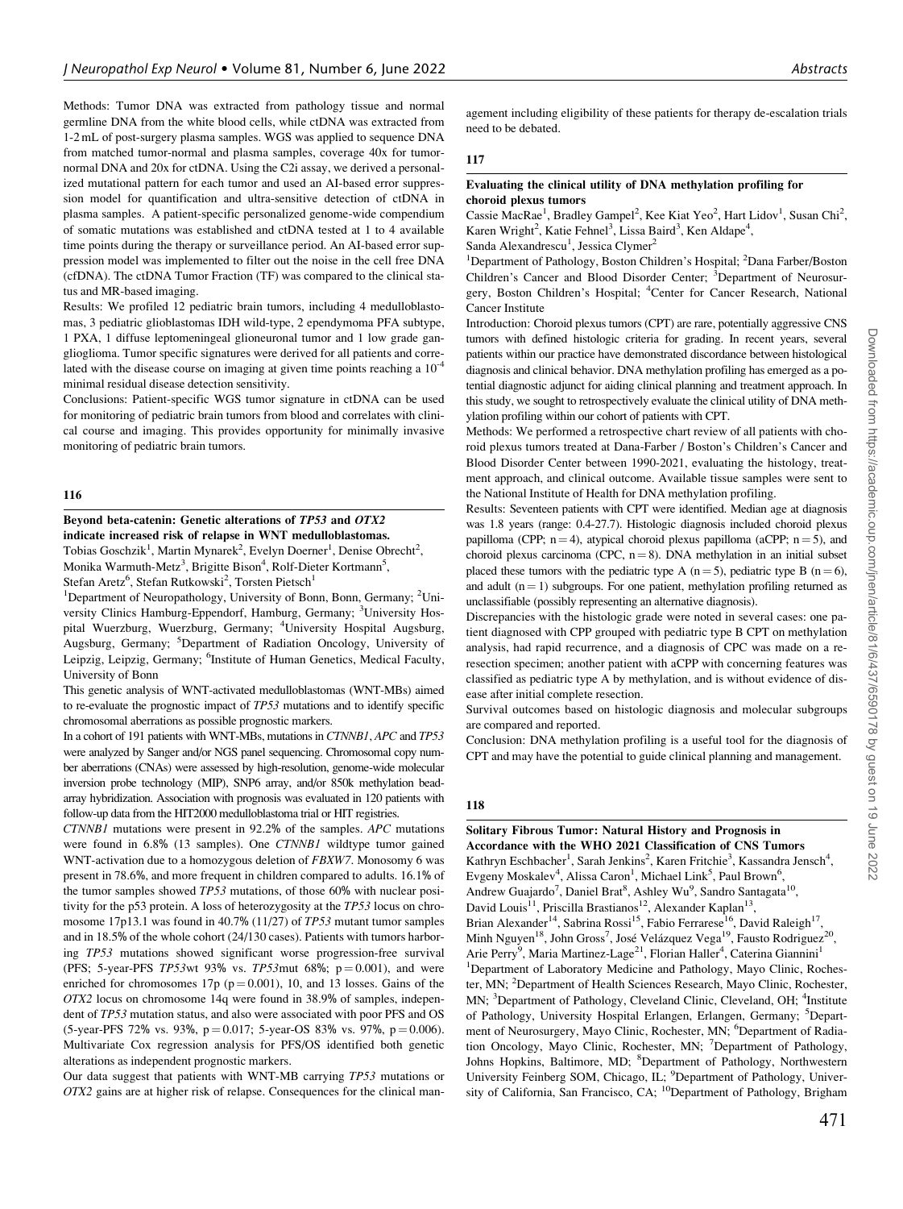Methods: Tumor DNA was extracted from pathology tissue and normal germline DNA from the white blood cells, while ctDNA was extracted from 1-2 mL of post-surgery plasma samples. WGS was applied to sequence DNA from matched tumor-normal and plasma samples, coverage 40x for tumor-normal DNA and 20x for ctDNA. Using the C2i assay, we derived a personalized mutational pattern for each tumor and used an AI-based error suppression model for quantification and ultra-sensitive detection of ctDNA in plasma samples. A patient-specific personalized genome-wide compendium of somatic mutations was established and ctDNA tested at 1 to 4 available time points during the therapy or surveillance period. An AI-based error suppression model was implemented to filter out the noise in the cell free DNA (cfDNA). The ctDNA Tumor Fraction (TF) was compared to the clinical status and MR-based imaging.

Results: We profiled 12 pediatric brain tumors, including 4 medulloblastomas, 3 pediatric glioblastomas IDH wild-type, 2 ependymoma PFA subtype, 1 PXA, 1 diffuse leptomeningeal glioneuronal tumor and 1 low grade ganglioglioma. Tumor specific signatures were derived for all patients and correlated with the disease course on imaging at given time points reaching a $10^{-4}$ minimal residual disease detection sensitivity.

Conclusions: Patient-specific WGS tumor signature in ctDNA can be used for monitoring of pediatric brain tumors from blood and correlates with clinical course and imaging. This provides opportunity for minimally invasive monitoring of pediatric brain tumors.

## 116

### Beyond beta-catenin: Genetic alterations of *TP53* and *OTX2* indicate increased risk of relapse in WNT medulloblastomas.

Tobias Goschzik[1], Martin Mynarek[2], Evelyn Doerner[1], Denise Obrecht[2], Monika Warmuth-Metz[3], Brigitte Bison[4], Rolf-Dieter Kortmann[5], Stefan Aretz[6], Stefan Rutkowski[2], Torsten Pietsch[1]

[1]Department of Neuropathology, University of Bonn, Bonn, Germany; [2]University Clinics Hamburg-Eppendorf, Hamburg, Germany; [3]University Hospital Wuerzburg, Wuerzburg, Germany; [4]University Hospital Augsburg, Augsburg, Germany; [5]Department of Radiation Oncology, University of Leipzig, Leipzig, Germany; [6]Institute of Human Genetics, Medical Faculty, University of Bonn

This genetic analysis of WNT-activated medulloblastomas (WNT-MBs) aimed to re-evaluate the prognostic impact of *TP53* mutations and to identify specific chromosomal aberrations as possible prognostic markers.

In a cohort of 191 patients with WNT-MBs, mutations in *CTNNB1*, *APC* and *TP53* were analyzed by Sanger and/or NGS panel sequencing. Chromosomal copy number aberrations (CNAs) were assessed by high-resolution, genome-wide molecular inversion probe technology (MIP), SNP6 array, and/or 850k methylation beadarray hybridization. Association with prognosis was evaluated in 120 patients with follow-up data from the HIT2000 medulloblastoma trial or HIT registries.

*CTNNB1* mutations were present in 92.2% of the samples. *APC* mutations were found in 6.8% (13 samples). One *CTNNB1* wildtype tumor gained WNT-activation due to a homozygous deletion of *FBXW7*. Monosomy 6 was present in 78.6%, and more frequent in children compared to adults. 16.1% of the tumor samples showed *TP53* mutations, of those 60% with nuclear positivity for the p53 protein. A loss of heterozygosity at the *TP53* locus on chromosome 17p13.1 was found in 40.7% (11/27) of *TP53* mutant tumor samples and in 18.5% of the whole cohort (24/130 cases). Patients with tumors harboring *TP53* mutations showed significant worse progression-free survival (PFS; 5-year-PFS *TP53*wt 93% vs. *TP53*mut 68%; $p = 0.001$), and were enriched for chromosomes 17p ($p = 0.001$), 10, and 13 losses. Gains of the *OTX2* locus on chromosome 14q were found in 38.9% of samples, independent of *TP53* mutation status, and also were associated with poor PFS and OS (5-year-PFS 72% vs. 93%, $p = 0.017$; 5-year-OS 83% vs. 97%, $p = 0.006$). Multivariate Cox regression analysis for PFS/OS identified both genetic alterations as independent prognostic markers.

Our data suggest that patients with WNT-MB carrying *TP53* mutations or *OTX2* gains are at higher risk of relapse. Consequences for the clinical management including eligibility of these patients for therapy de-escalation trials need to be debated.

## 117

### Evaluating the clinical utility of DNA methylation profiling for choroid plexus tumors

Cassie MacRae[1], Bradley Gampel[2], Kee Kiat Yeo[2], Hart Lidov[1], Susan Chi[2], Karen Wright[2], Katie Fehnel[3], Lissa Baird[3], Ken Aldape[4], Sanda Alexandrescu[1], Jessica Clymer[2]

[1]Department of Pathology, Boston Children's Hospital; [2]Dana Farber/Boston Children's Cancer and Blood Disorder Center; [3]Department of Neurosurgery, Boston Children's Hospital; [4]Center for Cancer Research, National Cancer Institute

Introduction: Choroid plexus tumors (CPT) are rare, potentially aggressive CNS tumors with defined histologic criteria for grading. In recent years, several patients within our practice have demonstrated discordance between histological diagnosis and clinical behavior. DNA methylation profiling has emerged as a potential diagnostic adjunct for aiding clinical planning and treatment approach. In this study, we sought to retrospectively evaluate the clinical utility of DNA methylation profiling within our cohort of patients with CPT.

Methods: We performed a retrospective chart review of all patients with choroid plexus tumors treated at Dana-Farber / Boston's Children's Cancer and Blood Disorder Center between 1990-2021, evaluating the histology, treatment approach, and clinical outcome. Available tissue samples were sent to the National Institute of Health for DNA methylation profiling.

Results: Seventeen patients with CPT were identified. Median age at diagnosis was 1.8 years (range: 0.4-27.7). Histologic diagnosis included choroid plexus papilloma (CPP; $n = 4$), atypical choroid plexus papilloma (aCPP; $n = 5$), and choroid plexus carcinoma (CPC, $n = 8$). DNA methylation in an initial subset placed these tumors with the pediatric type A ($n = 5$), pediatric type B ($n = 6$), and adult ($n = 1$) subgroups. For one patient, methylation profiling returned as unclassifiable (possibly representing an alternative diagnosis).

Discrepancies with the histologic grade were noted in several cases: one patient diagnosed with CPP grouped with pediatric type B CPT on methylation analysis, had rapid recurrence, and a diagnosis of CPC was made on a re-resection specimen; another patient with aCPP with concerning features was classified as pediatric type A by methylation, and is without evidence of disease after initial complete resection.

Survival outcomes based on histologic diagnosis and molecular subgroups are compared and reported.

Conclusion: DNA methylation profiling is a useful tool for the diagnosis of CPT and may have the potential to guide clinical planning and management.

## 118

### Solitary Fibrous Tumor: Natural History and Prognosis in Accordance with the WHO 2021 Classification of CNS Tumors

Kathryn Eschbacher[1], Sarah Jenkins[2], Karen Fritchie[3], Kassandra Jensch[4], Evgeny Moskalev[4], Alissa Caron[1], Michael Link[5], Paul Brown[6], Andrew Guajardo[7], Daniel Brat[8], Ashley Wu[9], Sandro Santagata[10], David Louis[11], Priscilla Brastianos[12], Alexander Kaplan[13], Brian Alexander[14], Sabrina Rossi[15], Fabio Ferrarese[16], David Raleigh[17], Minh Nguyen[18], John Gross[7], José Velázquez Vega[19], Fausto Rodriguez[20], Arie Perry[9], Maria Martinez-Lage[21], Florian Haller[4], Caterina Giannini[1]

[1]Department of Laboratory Medicine and Pathology, Mayo Clinic, Rochester, MN; [2]Department of Health Sciences Research, Mayo Clinic, Rochester, MN; [3]Department of Pathology, Cleveland Clinic, Cleveland, OH; [4]Institute of Pathology, University Hospital Erlangen, Erlangen, Germany; [5]Department of Neurosurgery, Mayo Clinic, Rochester, MN; [6]Department of Radiation Oncology, Mayo Clinic, Rochester, MN; [7]Department of Pathology, Johns Hopkins, Baltimore, MD; [8]Department of Pathology, Northwestern University Feinberg SOM, Chicago, IL; [9]Department of Pathology, University of California, San Francisco, CA; [10]Department of Pathology, Brigham